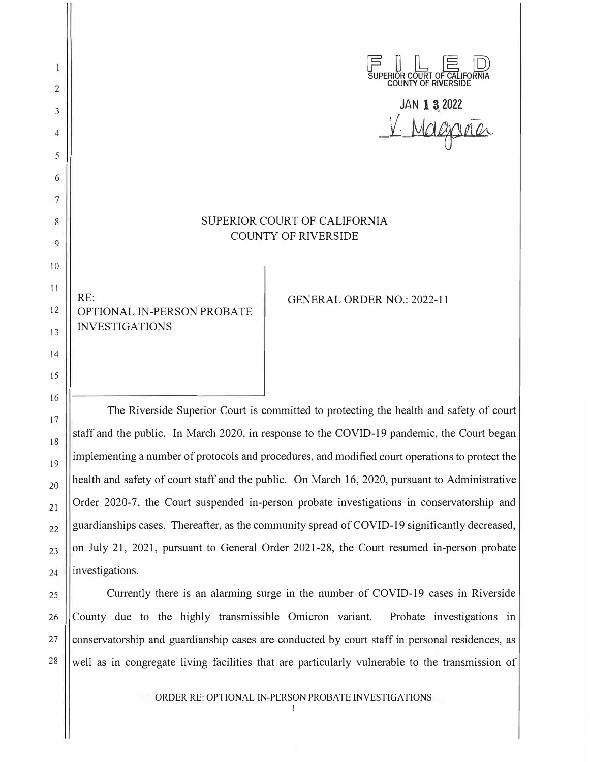FILED
SUPERIOR COURT OF CALIFORNIA
COUNTY OF RIVERSIDE

JAN 13 2022

V. Magaña

SUPERIOR COURT OF CALIFORNIA
COUNTY OF RIVERSIDE

RE:
OPTIONAL IN-PERSON PROBATE INVESTIGATIONS

GENERAL ORDER NO.: 2022-11

The Riverside Superior Court is committed to protecting the health and safety of court staff and the public. In March 2020, in response to the COVID-19 pandemic, the Court began implementing a number of protocols and procedures, and modified court operations to protect the health and safety of court staff and the public. On March 16, 2020, pursuant to Administrative Order 2020-7, the Court suspended in-person probate investigations in conservatorship and guardianships cases. Thereafter, as the community spread of COVID-19 significantly decreased, on July 21, 2021, pursuant to General Order 2021-28, the Court resumed in-person probate investigations.

Currently there is an alarming surge in the number of COVID-19 cases in Riverside County due to the highly transmissible Omicron variant. Probate investigations in conservatorship and guardianship cases are conducted by court staff in personal residences, as well as in congregate living facilities that are particularly vulnerable to the transmission of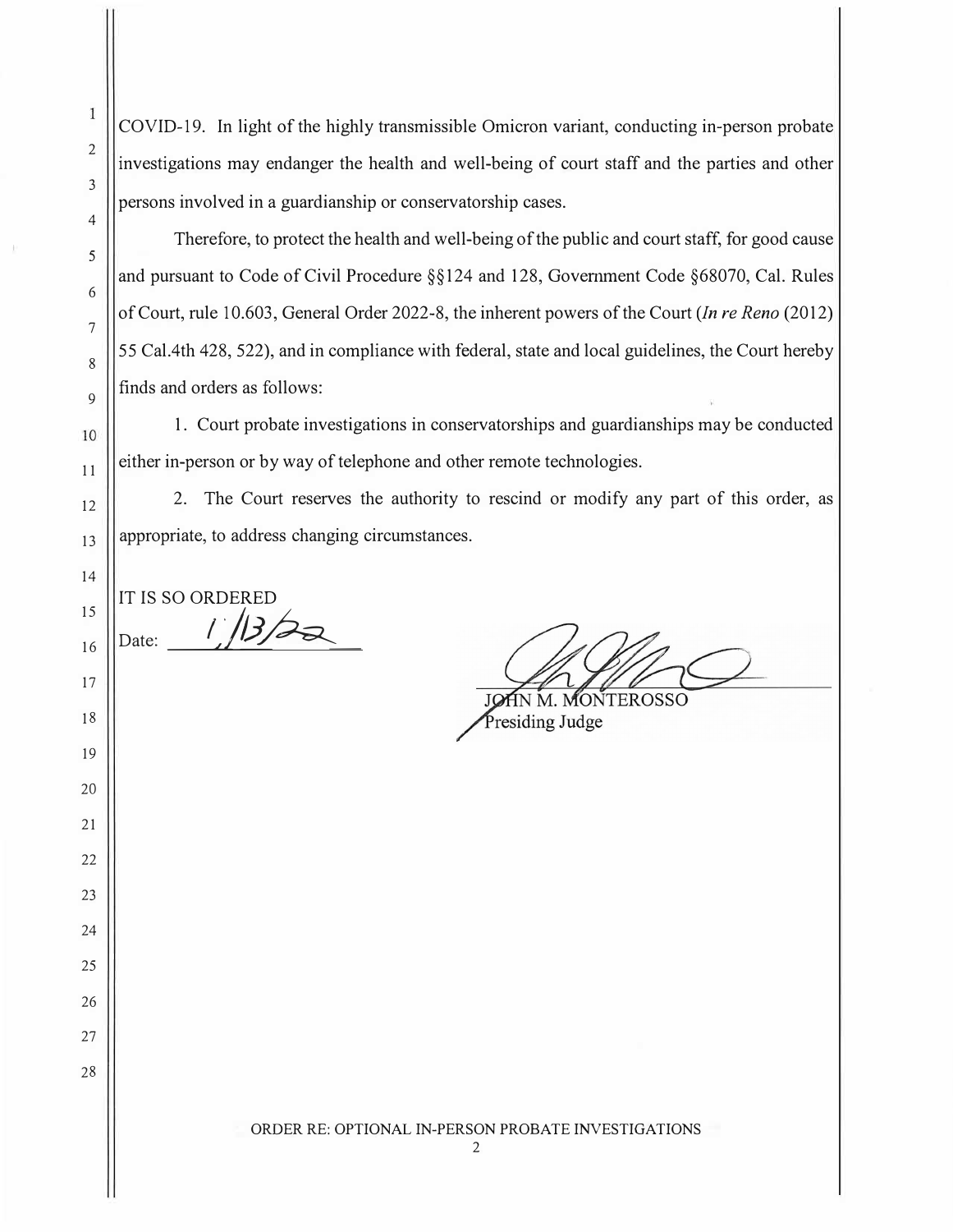COVID-19. In light of the highly transmissible Omicron variant, conducting in-person probate investigations may endanger the health and well-being of court staff and the parties and other persons involved in a guardianship or conservatorship cases.

Therefore, to protect the health and well-being of the public and court staff, for good cause and pursuant to Code of Civil Procedure §§124 and 128, Government Code §68070, Cal. Rules of Court, rule 10.603, General Order 2022-8, the inherent powers of the Court (*In re Reno* (2012) 55 Cal.4th 428, 522), and in compliance with federal, state and local guidelines, the Court hereby finds and orders as follows:

1. Court probate investigations in conservatorships and guardianships may be conducted either in-person or by way of telephone and other remote technologies.

2. The Court reserves the authority to rescind or modify any part of this order, as appropriate, to address changing circumstances.

IT IS SO ORDERED

Date: 1/13/22

JOHN M. MONTEROSSO
Presiding Judge

ORDER RE: OPTIONAL IN-PERSON PROBATE INVESTIGATIONS